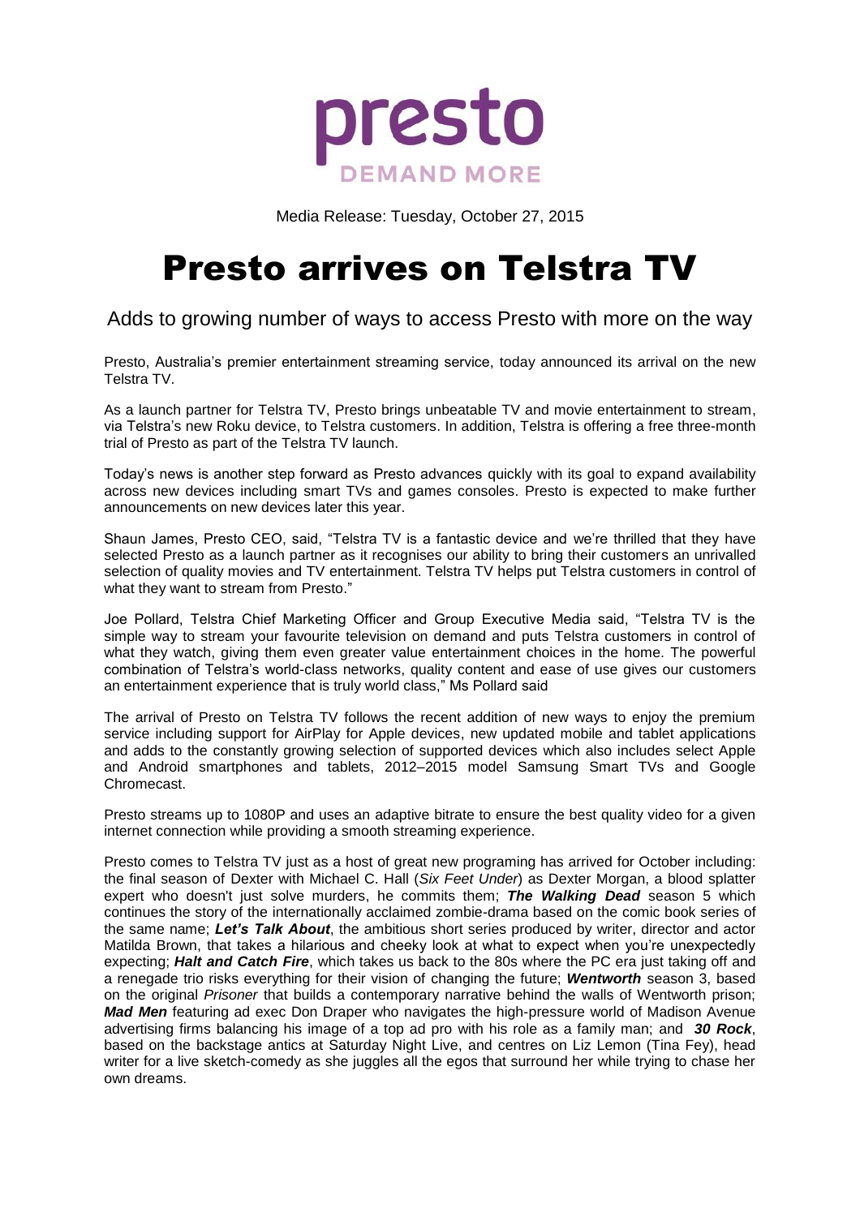presto

DEMAND MORE

Media Release: Tuesday, October 27, 2015

# Presto arrives on Telstra TV

## Adds to growing number of ways to access Presto with more on the way

Presto, Australia's premier entertainment streaming service, today announced its arrival on the new Telstra TV.

As a launch partner for Telstra TV, Presto brings unbeatable TV and movie entertainment to stream, via Telstra's new Roku device, to Telstra customers. In addition, Telstra is offering a free three-month trial of Presto as part of the Telstra TV launch.

Today's news is another step forward as Presto advances quickly with its goal to expand availability across new devices including smart TVs and games consoles. Presto is expected to make further announcements on new devices later this year.

Shaun James, Presto CEO, said, "Telstra TV is a fantastic device and we're thrilled that they have selected Presto as a launch partner as it recognises our ability to bring their customers an unrivalled selection of quality movies and TV entertainment. Telstra TV helps put Telstra customers in control of what they want to stream from Presto."

Joe Pollard, Telstra Chief Marketing Officer and Group Executive Media said, "Telstra TV is the simple way to stream your favourite television on demand and puts Telstra customers in control of what they watch, giving them even greater value entertainment choices in the home. The powerful combination of Telstra's world-class networks, quality content and ease of use gives our customers an entertainment experience that is truly world class," Ms Pollard said

The arrival of Presto on Telstra TV follows the recent addition of new ways to enjoy the premium service including support for AirPlay for Apple devices, new updated mobile and tablet applications and adds to the constantly growing selection of supported devices which also includes select Apple and Android smartphones and tablets, 2012–2015 model Samsung Smart TVs and Google Chromecast.

Presto streams up to 1080P and uses an adaptive bitrate to ensure the best quality video for a given internet connection while providing a smooth streaming experience.

Presto comes to Telstra TV just as a host of great new programing has arrived for October including: the final season of Dexter with Michael C. Hall (*Six Feet Under*) as Dexter Morgan, a blood splatter expert who doesn't just solve murders, he commits them; ***The Walking Dead*** season 5 which continues the story of the internationally acclaimed zombie-drama based on the comic book series of the same name; ***Let's Talk About***, the ambitious short series produced by writer, director and actor Matilda Brown, that takes a hilarious and cheeky look at what to expect when you're unexpectedly expecting; ***Halt and Catch Fire***, which takes us back to the 80s where the PC era just taking off and a renegade trio risks everything for their vision of changing the future; ***Wentworth*** season 3, based on the original *Prisoner* that builds a contemporary narrative behind the walls of Wentworth prison; ***Mad Men*** featuring ad exec Don Draper who navigates the high-pressure world of Madison Avenue advertising firms balancing his image of a top ad pro with his role as a family man; and ***30 Rock***, based on the backstage antics at Saturday Night Live, and centres on Liz Lemon (Tina Fey), head writer for a live sketch-comedy as she juggles all the egos that surround her while trying to chase her own dreams.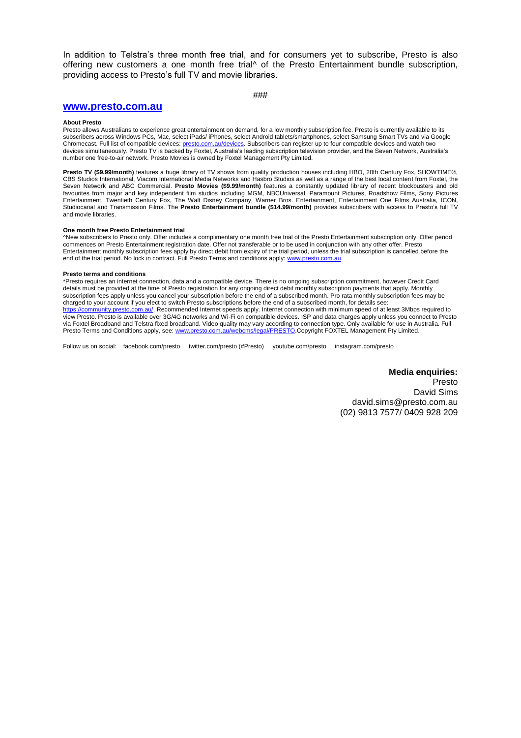In addition to Telstra's three month free trial, and for consumers yet to subscribe, Presto is also offering new customers a one month free trial^ of the Presto Entertainment bundle subscription, providing access to Presto's full TV and movie libraries.

###

**[www.presto.com.au](http://www.presto.com.au)**

**About Presto**

Presto allows Australians to experience great entertainment on demand, for a low monthly subscription fee. Presto is currently available to its subscribers across Windows PCs, Mac, select iPads/ iPhones, select Android tablets/smartphones, select Samsung Smart TVs and via Google Chromecast. Full list of compatible devices: [presto.com.au/devices](http://presto.com.au/devices). Subscribers can register up to four compatible devices and watch two devices simultaneously. Presto TV is backed by Foxtel, Australia's leading subscription television provider, and the Seven Network, Australia's number one free-to-air network. Presto Movies is owned by Foxtel Management Pty Limited.

**Presto TV ($9.99/month)** features a huge library of TV shows from quality production houses including HBO, 20th Century Fox, SHOWTIME®, CBS Studios International, Viacom International Media Networks and Hasbro Studios as well as a range of the best local content from Foxtel, the Seven Network and ABC Commercial. **Presto Movies ($9.99/month)** features a constantly updated library of recent blockbusters and old favourites from major and key independent film studios including MGM, NBCUniversal, Paramount Pictures, Roadshow Films, Sony Pictures Entertainment, Twentieth Century Fox, The Walt Disney Company, Warner Bros. Entertainment, Entertainment One Films Australia, ICON, Studiocanal and Transmission Films. The **Presto Entertainment bundle ($14.99/month)** provides subscribers with access to Presto's full TV and movie libraries.

**One month free Presto Entertainment trial**

^New subscribers to Presto only. Offer includes a complimentary one month free trial of the Presto Entertainment subscription only. Offer period commences on Presto Entertainment registration date. Offer not transferable or to be used in conjunction with any other offer. Presto Entertainment monthly subscription fees apply by direct debit from expiry of the trial period, unless the trial subscription is cancelled before the end of the trial period. No lock in contract. Full Presto Terms and conditions apply: [www.presto.com.au](http://www.presto.com.au).

**Presto terms and conditions**

*Presto requires an internet connection, data and a compatible device. There is no ongoing subscription commitment, however Credit Card details must be provided at the time of Presto registration for any ongoing direct debit monthly subscription payments that apply. Monthly subscription fees apply unless you cancel your subscription before the end of a subscribed month. Pro rata monthly subscription fees may be charged to your account if you elect to switch Presto subscriptions before the end of a subscribed month, for details see: [https://community.presto.com.au/](https://community.presto.com.au/). Recommended Internet speeds apply. Internet connection with minimum speed of at least 3Mbps required to view Presto. Presto is available over 3G/4G networks and Wi-Fi on compatible devices. ISP and data charges apply unless you connect to Presto via Foxtel Broadband and Telstra fixed broadband. Video quality may vary according to connection type. Only available for use in Australia. Full Presto Terms and Conditions apply, see: [www.presto.com.au/webcms/legal/PRESTO](http://www.presto.com.au/webcms/legal/PRESTO).Copyright FOXTEL Management Pty Limited.

Follow us on social: facebook.com/presto twitter.com/presto (#Presto) youtube.com/presto instagram.com/presto

**Media enquiries:**
Presto
David Sims
david.sims@presto.com.au
(02) 9813 7577/ 0409 928 209